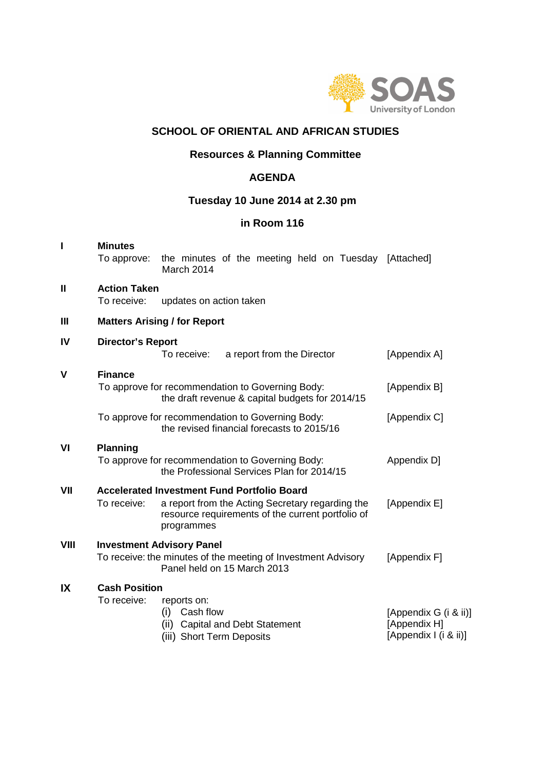SOAS University of London

# SCHOOL OF ORIENTAL AND AFRICAN STUDIES

## Resources & Planning Committee

## AGENDA

### Tuesday 10 June 2014 at 2.30 pm

### in Room 116

| | | | |
|---|---|---|---|
| **I** | **Minutes** | | |
| | To approve: | the minutes of the meeting held on Tuesday March 2014 | [Attached] |
| **II** | **Action Taken** | | |
| | To receive: | updates on action taken | |
| **III** | **Matters Arising / for Report** | | |
| **IV** | **Director's Report** | | |
| | To receive: | a report from the Director | [Appendix A] |
| **V** | **Finance** | | |
| | To approve for recommendation to Governing Body: | the draft revenue & capital budgets for 2014/15 | [Appendix B] |
| | To approve for recommendation to Governing Body: | the revised financial forecasts to 2015/16 | [Appendix C] |
| **VI** | **Planning** | | |
| | To approve for recommendation to Governing Body: | the Professional Services Plan for 2014/15 | Appendix D] |
| **VII** | **Accelerated Investment Fund Portfolio Board** | | |
| | To receive: | a report from the Acting Secretary regarding the resource requirements of the current portfolio of programmes | [Appendix E] |
| **VIII** | **Investment Advisory Panel** | | |
| | To receive: | the minutes of the meeting of Investment Advisory Panel held on 15 March 2013 | [Appendix F] |
| **IX** | **Cash Position** | | |
| | To receive: | reports on: | |
| | | (i) Cash flow | [Appendix G (i & ii)] |
| | | (ii) Capital and Debt Statement | [Appendix H] |
| | | (iii) Short Term Deposits | [Appendix I (i & ii)] |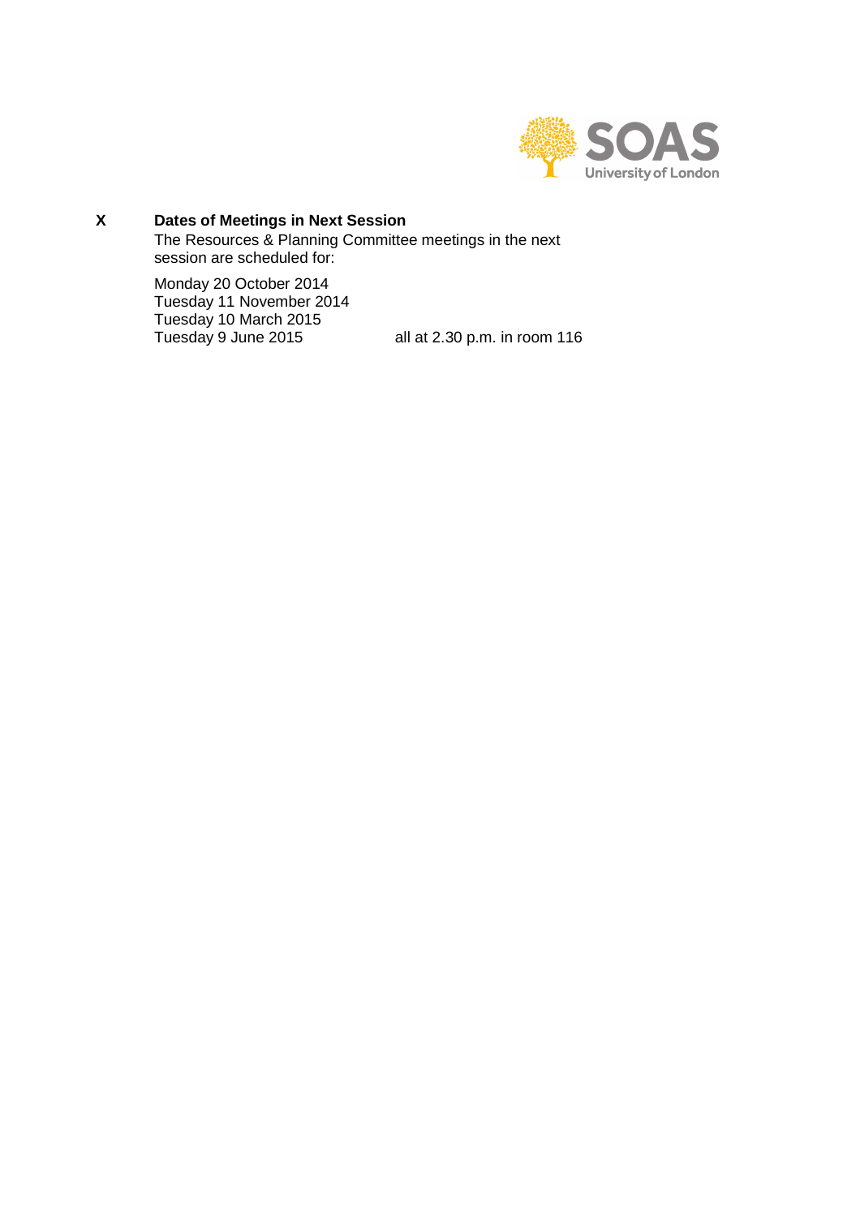**X Dates of Meetings in Next Session**

The Resources & Planning Committee meetings in the next session are scheduled for:

Monday 20 October 2014
Tuesday 11 November 2014
Tuesday 10 March 2015
Tuesday 9 June 2015 all at 2.30 p.m. in room 116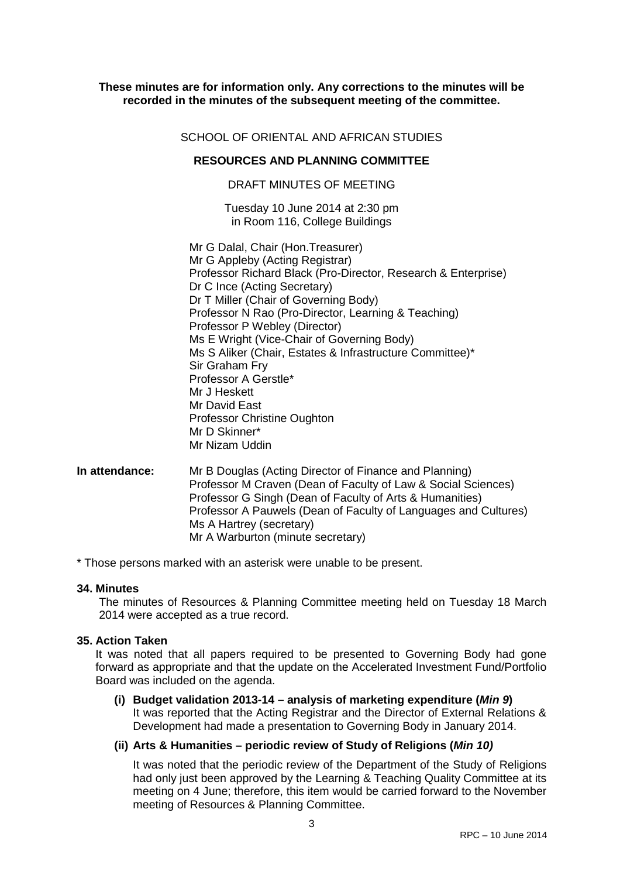**These minutes are for information only. Any corrections to the minutes will be recorded in the minutes of the subsequent meeting of the committee.**

SCHOOL OF ORIENTAL AND AFRICAN STUDIES

**RESOURCES AND PLANNING COMMITTEE**

DRAFT MINUTES OF MEETING

Tuesday 10 June 2014 at 2:30 pm
in Room 116, College Buildings

Mr G Dalal, Chair (Hon.Treasurer)
Mr G Appleby (Acting Registrar)
Professor Richard Black (Pro-Director, Research & Enterprise)
Dr C Ince (Acting Secretary)
Dr T Miller (Chair of Governing Body)
Professor N Rao (Pro-Director, Learning & Teaching)
Professor P Webley (Director)
Ms E Wright (Vice-Chair of Governing Body)
Ms S Aliker (Chair, Estates & Infrastructure Committee)*
Sir Graham Fry
Professor A Gerstle*
Mr J Heskett
Mr David East
Professor Christine Oughton
Mr D Skinner*
Mr Nizam Uddin

**In attendance:** Mr B Douglas (Acting Director of Finance and Planning)
Professor M Craven (Dean of Faculty of Law & Social Sciences)
Professor G Singh (Dean of Faculty of Arts & Humanities)
Professor A Pauwels (Dean of Faculty of Languages and Cultures)
Ms A Hartrey (secretary)
Mr A Warburton (minute secretary)

\* Those persons marked with an asterisk were unable to be present.

**34. Minutes**

The minutes of Resources & Planning Committee meeting held on Tuesday 18 March 2014 were accepted as a true record.

**35. Action Taken**

It was noted that all papers required to be presented to Governing Body had gone forward as appropriate and that the update on the Accelerated Investment Fund/Portfolio Board was included on the agenda.

**(i) Budget validation 2013-14 – analysis of marketing expenditure (*Min 9*)**
It was reported that the Acting Registrar and the Director of External Relations & Development had made a presentation to Governing Body in January 2014.

**(ii) Arts & Humanities – periodic review of Study of Religions (*Min 10)***

It was noted that the periodic review of the Department of the Study of Religions had only just been approved by the Learning & Teaching Quality Committee at its meeting on 4 June; therefore, this item would be carried forward to the November meeting of Resources & Planning Committee.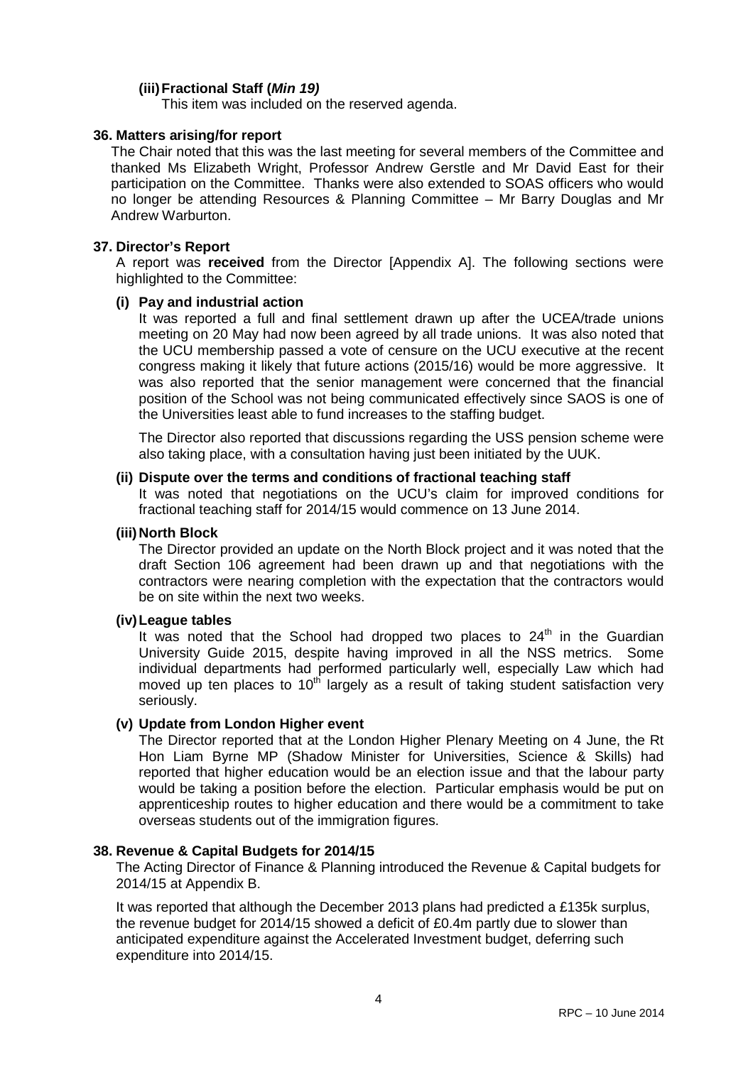**(iii) Fractional Staff (*Min 19)***

This item was included on the reserved agenda.

**36. Matters arising/for report**

The Chair noted that this was the last meeting for several members of the Committee and thanked Ms Elizabeth Wright, Professor Andrew Gerstle and Mr David East for their participation on the Committee. Thanks were also extended to SOAS officers who would no longer be attending Resources & Planning Committee – Mr Barry Douglas and Mr Andrew Warburton.

**37. Director's Report**

A report was **received** from the Director [Appendix A]. The following sections were highlighted to the Committee:

**(i) Pay and industrial action**

It was reported a full and final settlement drawn up after the UCEA/trade unions meeting on 20 May had now been agreed by all trade unions. It was also noted that the UCU membership passed a vote of censure on the UCU executive at the recent congress making it likely that future actions (2015/16) would be more aggressive. It was also reported that the senior management were concerned that the financial position of the School was not being communicated effectively since SAOS is one of the Universities least able to fund increases to the staffing budget.

The Director also reported that discussions regarding the USS pension scheme were also taking place, with a consultation having just been initiated by the UUK.

**(ii) Dispute over the terms and conditions of fractional teaching staff**

It was noted that negotiations on the UCU's claim for improved conditions for fractional teaching staff for 2014/15 would commence on 13 June 2014.

**(iii) North Block**

The Director provided an update on the North Block project and it was noted that the draft Section 106 agreement had been drawn up and that negotiations with the contractors were nearing completion with the expectation that the contractors would be on site within the next two weeks.

**(iv) League tables**

It was noted that the School had dropped two places to 24th in the Guardian University Guide 2015, despite having improved in all the NSS metrics. Some individual departments had performed particularly well, especially Law which had moved up ten places to 10th largely as a result of taking student satisfaction very seriously.

**(v) Update from London Higher event**

The Director reported that at the London Higher Plenary Meeting on 4 June, the Rt Hon Liam Byrne MP (Shadow Minister for Universities, Science & Skills) had reported that higher education would be an election issue and that the labour party would be taking a position before the election. Particular emphasis would be put on apprenticeship routes to higher education and there would be a commitment to take overseas students out of the immigration figures.

**38. Revenue & Capital Budgets for 2014/15**

The Acting Director of Finance & Planning introduced the Revenue & Capital budgets for 2014/15 at Appendix B.

It was reported that although the December 2013 plans had predicted a £135k surplus, the revenue budget for 2014/15 showed a deficit of £0.4m partly due to slower than anticipated expenditure against the Accelerated Investment budget, deferring such expenditure into 2014/15.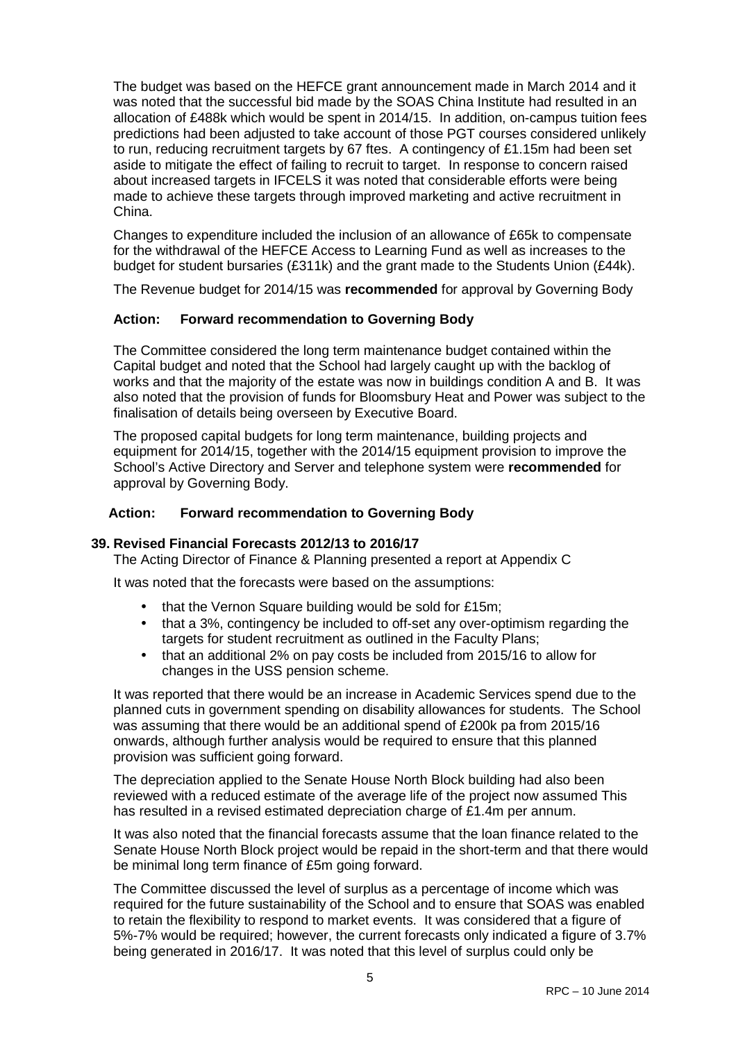The budget was based on the HEFCE grant announcement made in March 2014 and it was noted that the successful bid made by the SOAS China Institute had resulted in an allocation of £488k which would be spent in 2014/15. In addition, on-campus tuition fees predictions had been adjusted to take account of those PGT courses considered unlikely to run, reducing recruitment targets by 67 ftes. A contingency of £1.15m had been set aside to mitigate the effect of failing to recruit to target. In response to concern raised about increased targets in IFCELS it was noted that considerable efforts were being made to achieve these targets through improved marketing and active recruitment in China.

Changes to expenditure included the inclusion of an allowance of £65k to compensate for the withdrawal of the HEFCE Access to Learning Fund as well as increases to the budget for student bursaries (£311k) and the grant made to the Students Union (£44k).

The Revenue budget for 2014/15 was **recommended** for approval by Governing Body

**Action: Forward recommendation to Governing Body**

The Committee considered the long term maintenance budget contained within the Capital budget and noted that the School had largely caught up with the backlog of works and that the majority of the estate was now in buildings condition A and B. It was also noted that the provision of funds for Bloomsbury Heat and Power was subject to the finalisation of details being overseen by Executive Board.

The proposed capital budgets for long term maintenance, building projects and equipment for 2014/15, together with the 2014/15 equipment provision to improve the School's Active Directory and Server and telephone system were **recommended** for approval by Governing Body.

**Action: Forward recommendation to Governing Body**

**39. Revised Financial Forecasts 2012/13 to 2016/17**

The Acting Director of Finance & Planning presented a report at Appendix C

It was noted that the forecasts were based on the assumptions:

- that the Vernon Square building would be sold for £15m;
- that a 3%, contingency be included to off-set any over-optimism regarding the targets for student recruitment as outlined in the Faculty Plans;
- that an additional 2% on pay costs be included from 2015/16 to allow for changes in the USS pension scheme.

It was reported that there would be an increase in Academic Services spend due to the planned cuts in government spending on disability allowances for students. The School was assuming that there would be an additional spend of £200k pa from 2015/16 onwards, although further analysis would be required to ensure that this planned provision was sufficient going forward.

The depreciation applied to the Senate House North Block building had also been reviewed with a reduced estimate of the average life of the project now assumed This has resulted in a revised estimated depreciation charge of £1.4m per annum.

It was also noted that the financial forecasts assume that the loan finance related to the Senate House North Block project would be repaid in the short-term and that there would be minimal long term finance of £5m going forward.

The Committee discussed the level of surplus as a percentage of income which was required for the future sustainability of the School and to ensure that SOAS was enabled to retain the flexibility to respond to market events. It was considered that a figure of 5%-7% would be required; however, the current forecasts only indicated a figure of 3.7% being generated in 2016/17. It was noted that this level of surplus could only be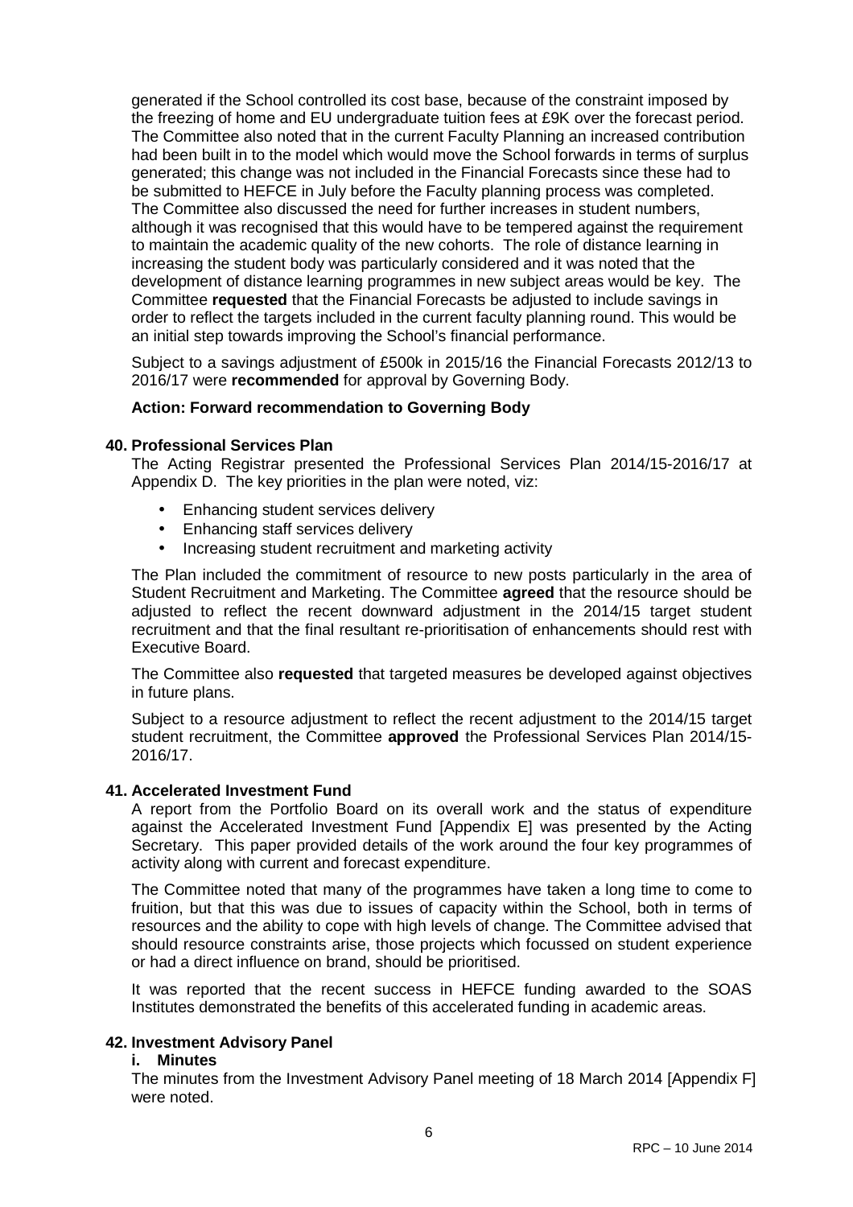generated if the School controlled its cost base, because of the constraint imposed by the freezing of home and EU undergraduate tuition fees at £9K over the forecast period. The Committee also noted that in the current Faculty Planning an increased contribution had been built in to the model which would move the School forwards in terms of surplus generated; this change was not included in the Financial Forecasts since these had to be submitted to HEFCE in July before the Faculty planning process was completed. The Committee also discussed the need for further increases in student numbers, although it was recognised that this would have to be tempered against the requirement to maintain the academic quality of the new cohorts. The role of distance learning in increasing the student body was particularly considered and it was noted that the development of distance learning programmes in new subject areas would be key. The Committee **requested** that the Financial Forecasts be adjusted to include savings in order to reflect the targets included in the current faculty planning round. This would be an initial step towards improving the School's financial performance.

Subject to a savings adjustment of £500k in 2015/16 the Financial Forecasts 2012/13 to 2016/17 were **recommended** for approval by Governing Body.

**Action: Forward recommendation to Governing Body**

**40. Professional Services Plan**

The Acting Registrar presented the Professional Services Plan 2014/15-2016/17 at Appendix D. The key priorities in the plan were noted, viz:

- Enhancing student services delivery
- Enhancing staff services delivery
- Increasing student recruitment and marketing activity

The Plan included the commitment of resource to new posts particularly in the area of Student Recruitment and Marketing. The Committee **agreed** that the resource should be adjusted to reflect the recent downward adjustment in the 2014/15 target student recruitment and that the final resultant re-prioritisation of enhancements should rest with Executive Board.

The Committee also **requested** that targeted measures be developed against objectives in future plans.

Subject to a resource adjustment to reflect the recent adjustment to the 2014/15 target student recruitment, the Committee **approved** the Professional Services Plan 2014/15-2016/17.

**41. Accelerated Investment Fund**

A report from the Portfolio Board on its overall work and the status of expenditure against the Accelerated Investment Fund [Appendix E] was presented by the Acting Secretary. This paper provided details of the work around the four key programmes of activity along with current and forecast expenditure.

The Committee noted that many of the programmes have taken a long time to come to fruition, but that this was due to issues of capacity within the School, both in terms of resources and the ability to cope with high levels of change. The Committee advised that should resource constraints arise, those projects which focussed on student experience or had a direct influence on brand, should be prioritised.

It was reported that the recent success in HEFCE funding awarded to the SOAS Institutes demonstrated the benefits of this accelerated funding in academic areas.

**42. Investment Advisory Panel**

**i. Minutes**

The minutes from the Investment Advisory Panel meeting of 18 March 2014 [Appendix F] were noted.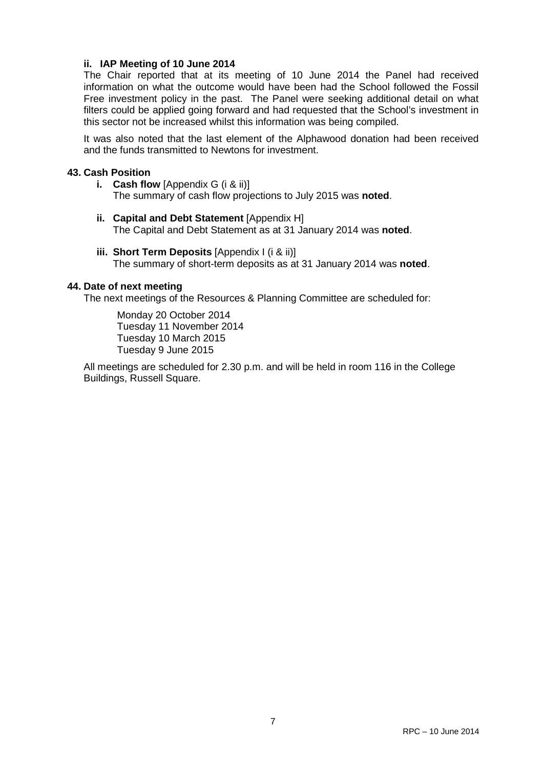**ii. IAP Meeting of 10 June 2014**

The Chair reported that at its meeting of 10 June 2014 the Panel had received information on what the outcome would have been had the School followed the Fossil Free investment policy in the past. The Panel were seeking additional detail on what filters could be applied going forward and had requested that the School's investment in this sector not be increased whilst this information was being compiled.

It was also noted that the last element of the Alphawood donation had been received and the funds transmitted to Newtons for investment.

## 43. Cash Position

- **i. Cash flow** [Appendix G (i & ii)]
  The summary of cash flow projections to July 2015 was **noted**.

- **ii. Capital and Debt Statement** [Appendix H]
  The Capital and Debt Statement as at 31 January 2014 was **noted**.

- **iii. Short Term Deposits** [Appendix I (i & ii)]
  The summary of short-term deposits as at 31 January 2014 was **noted**.

## 44. Date of next meeting

The next meetings of the Resources & Planning Committee are scheduled for:

Monday 20 October 2014
Tuesday 11 November 2014
Tuesday 10 March 2015
Tuesday 9 June 2015

All meetings are scheduled for 2.30 p.m. and will be held in room 116 in the College Buildings, Russell Square.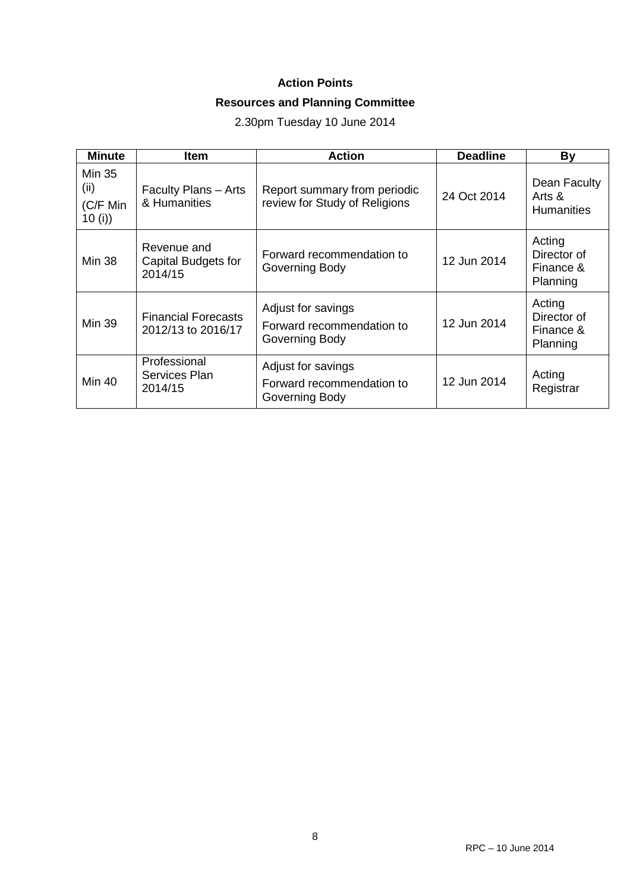**Action Points**

**Resources and Planning Committee**

2.30pm Tuesday 10 June 2014

| Minute | Item | Action | Deadline | By |
|---|---|---|---|---|
| Min 35 (ii) (C/F Min 10 (i)) | Faculty Plans – Arts & Humanities | Report summary from periodic review for Study of Religions | 24 Oct 2014 | Dean Faculty Arts & Humanities |
| Min 38 | Revenue and Capital Budgets for 2014/15 | Forward recommendation to Governing Body | 12 Jun 2014 | Acting Director of Finance & Planning |
| Min 39 | Financial Forecasts 2012/13 to 2016/17 | Adjust for savings<br>Forward recommendation to Governing Body | 12 Jun 2014 | Acting Director of Finance & Planning |
| Min 40 | Professional Services Plan 2014/15 | Adjust for savings<br>Forward recommendation to Governing Body | 12 Jun 2014 | Acting Registrar |